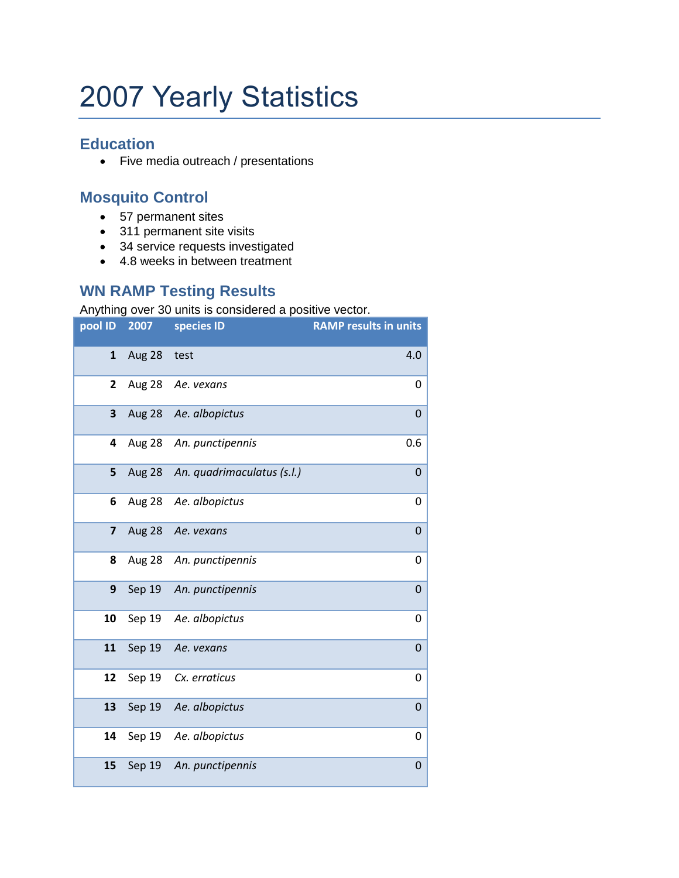# 2007 Yearly Statistics

## Education

- Five media outreach / presentations

## Mosquito Control

- 57 permanent sites
- 311 permanent site visits
- 34 service requests investigated
- 4.8 weeks in between treatment

## WN RAMP Testing Results

Anything over 30 units is considered a positive vector.

| pool ID | 2007 | species ID | RAMP results in units |
|---|---|---|---|
| **1** | Aug 28 | test | 4.0 |
| **2** | Aug 28 | *Ae. vexans* | 0 |
| **3** | Aug 28 | *Ae. albopictus* | 0 |
| **4** | Aug 28 | *An. punctipennis* | 0.6 |
| **5** | Aug 28 | *An. quadrimaculatus (s.l.)* | 0 |
| **6** | Aug 28 | *Ae. albopictus* | 0 |
| **7** | Aug 28 | *Ae. vexans* | 0 |
| **8** | Aug 28 | *An. punctipennis* | 0 |
| **9** | Sep 19 | *An. punctipennis* | 0 |
| **10** | Sep 19 | *Ae. albopictus* | 0 |
| **11** | Sep 19 | *Ae. vexans* | 0 |
| **12** | Sep 19 | *Cx. erraticus* | 0 |
| **13** | Sep 19 | *Ae. albopictus* | 0 |
| **14** | Sep 19 | *Ae. albopictus* | 0 |
| **15** | Sep 19 | *An. punctipennis* | 0 |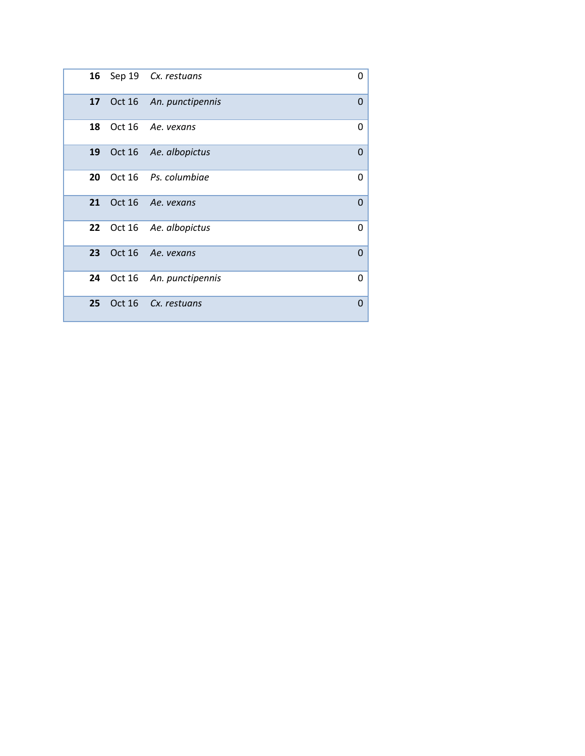| | | | |
|---|---|---|---|
| **16** | Sep 19 | *Cx. restuans* | 0 |
| **17** | Oct 16 | *An. punctipennis* | 0 |
| **18** | Oct 16 | *Ae. vexans* | 0 |
| **19** | Oct 16 | *Ae. albopictus* | 0 |
| **20** | Oct 16 | *Ps. columbiae* | 0 |
| **21** | Oct 16 | *Ae. vexans* | 0 |
| **22** | Oct 16 | *Ae. albopictus* | 0 |
| **23** | Oct 16 | *Ae. vexans* | 0 |
| **24** | Oct 16 | *An. punctipennis* | 0 |
| **25** | Oct 16 | *Cx. restuans* | 0 |